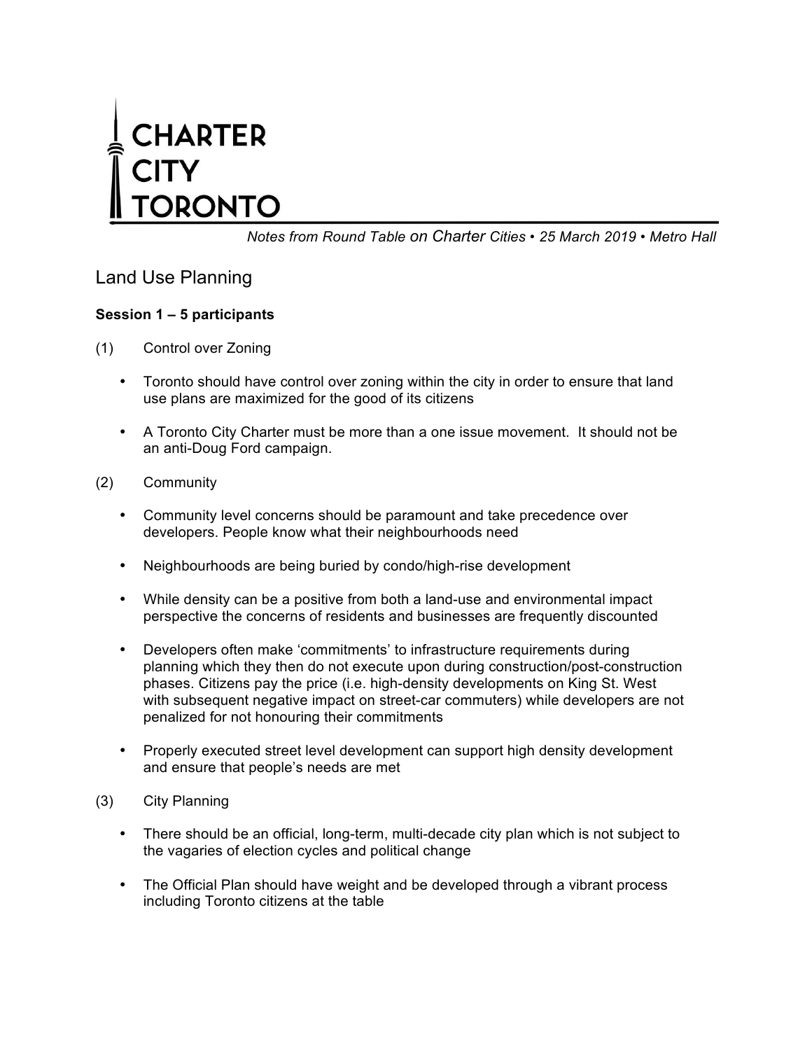# CHARTER CITY TORONTO

*Notes from Round Table on Charter Cities • 25 March 2019 • Metro Hall*

## Land Use Planning

**Session 1 – 5 participants**

(1) Control over Zoning

- Toronto should have control over zoning within the city in order to ensure that land use plans are maximized for the good of its citizens
- A Toronto City Charter must be more than a one issue movement. It should not be an anti-Doug Ford campaign.

(2) Community

- Community level concerns should be paramount and take precedence over developers. People know what their neighbourhoods need
- Neighbourhoods are being buried by condo/high-rise development
- While density can be a positive from both a land-use and environmental impact perspective the concerns of residents and businesses are frequently discounted
- Developers often make 'commitments' to infrastructure requirements during planning which they then do not execute upon during construction/post-construction phases. Citizens pay the price (i.e. high-density developments on King St. West with subsequent negative impact on street-car commuters) while developers are not penalized for not honouring their commitments
- Properly executed street level development can support high density development and ensure that people's needs are met

(3) City Planning

- There should be an official, long-term, multi-decade city plan which is not subject to the vagaries of election cycles and political change
- The Official Plan should have weight and be developed through a vibrant process including Toronto citizens at the table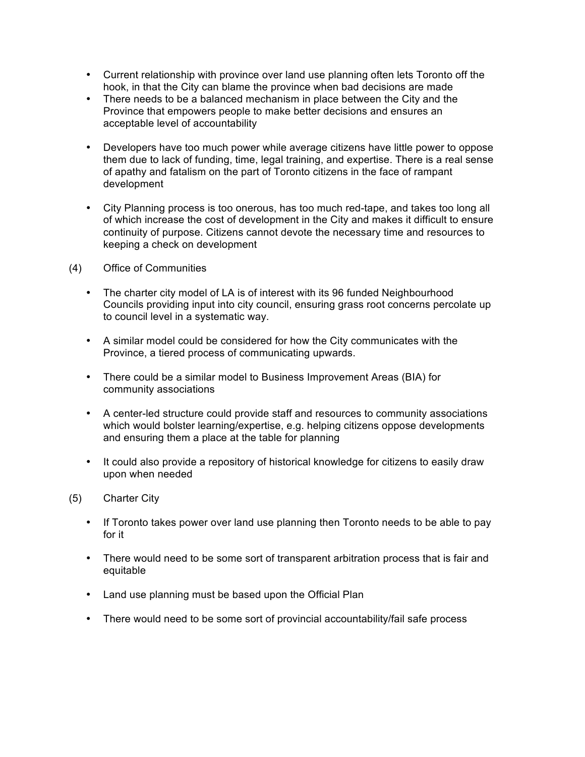- Current relationship with province over land use planning often lets Toronto off the hook, in that the City can blame the province when bad decisions are made
- There needs to be a balanced mechanism in place between the City and the Province that empowers people to make better decisions and ensures an acceptable level of accountability

- Developers have too much power while average citizens have little power to oppose them due to lack of funding, time, legal training, and expertise. There is a real sense of apathy and fatalism on the part of Toronto citizens in the face of rampant development

- City Planning process is too onerous, has too much red-tape, and takes too long all of which increase the cost of development in the City and makes it difficult to ensure continuity of purpose. Citizens cannot devote the necessary time and resources to keeping a check on development

(4) Office of Communities

- The charter city model of LA is of interest with its 96 funded Neighbourhood Councils providing input into city council, ensuring grass root concerns percolate up to council level in a systematic way.

- A similar model could be considered for how the City communicates with the Province, a tiered process of communicating upwards.

- There could be a similar model to Business Improvement Areas (BIA) for community associations

- A center-led structure could provide staff and resources to community associations which would bolster learning/expertise, e.g. helping citizens oppose developments and ensuring them a place at the table for planning

- It could also provide a repository of historical knowledge for citizens to easily draw upon when needed

(5) Charter City

- If Toronto takes power over land use planning then Toronto needs to be able to pay for it

- There would need to be some sort of transparent arbitration process that is fair and equitable

- Land use planning must be based upon the Official Plan

- There would need to be some sort of provincial accountability/fail safe process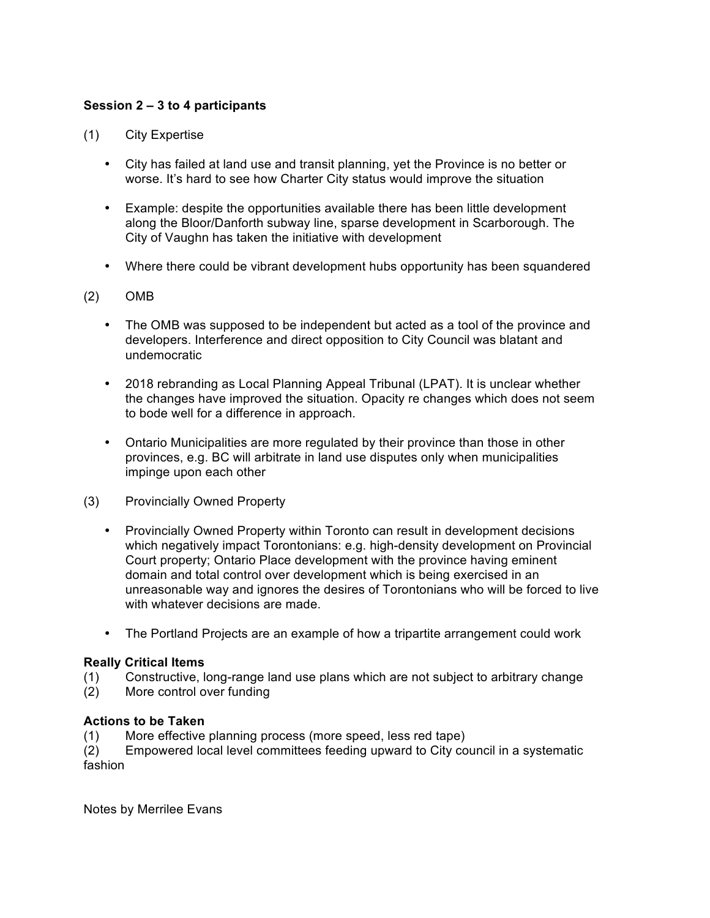**Session 2 – 3 to 4 participants**

(1) City Expertise

- City has failed at land use and transit planning, yet the Province is no better or worse. It's hard to see how Charter City status would improve the situation
- Example: despite the opportunities available there has been little development along the Bloor/Danforth subway line, sparse development in Scarborough. The City of Vaughn has taken the initiative with development
- Where there could be vibrant development hubs opportunity has been squandered

(2) OMB

- The OMB was supposed to be independent but acted as a tool of the province and developers. Interference and direct opposition to City Council was blatant and undemocratic
- 2018 rebranding as Local Planning Appeal Tribunal (LPAT). It is unclear whether the changes have improved the situation. Opacity re changes which does not seem to bode well for a difference in approach.
- Ontario Municipalities are more regulated by their province than those in other provinces, e.g. BC will arbitrate in land use disputes only when municipalities impinge upon each other

(3) Provincially Owned Property

- Provincially Owned Property within Toronto can result in development decisions which negatively impact Torontonians: e.g. high-density development on Provincial Court property; Ontario Place development with the province having eminent domain and total control over development which is being exercised in an unreasonable way and ignores the desires of Torontonians who will be forced to live with whatever decisions are made.
- The Portland Projects are an example of how a tripartite arrangement could work

**Really Critical Items**

(1) Constructive, long-range land use plans which are not subject to arbitrary change
(2) More control over funding

**Actions to be Taken**

(1) More effective planning process (more speed, less red tape)
(2) Empowered local level committees feeding upward to City council in a systematic fashion

Notes by Merrilee Evans